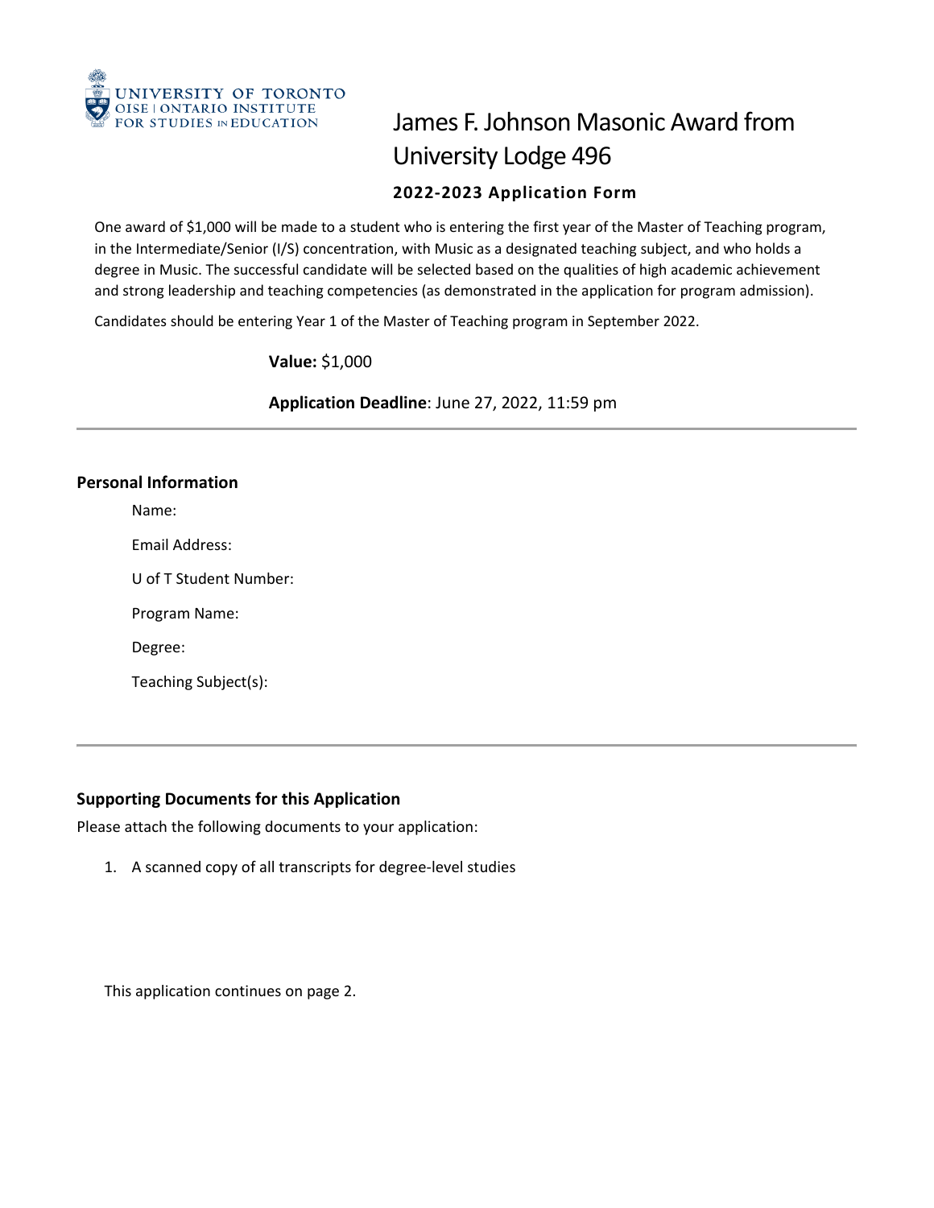UNIVERSITY OF TORONTO
OISE | ONTARIO INSTITUTE FOR STUDIES IN EDUCATION

# James F. Johnson Masonic Award from University Lodge 496

### 2022-2023 Application Form

One award of $1,000 will be made to a student who is entering the first year of the Master of Teaching program, in the Intermediate/Senior (I/S) concentration, with Music as a designated teaching subject, and who holds a degree in Music. The successful candidate will be selected based on the qualities of high academic achievement and strong leadership and teaching competencies (as demonstrated in the application for program admission).

Candidates should be entering Year 1 of the Master of Teaching program in September 2022.

**Value:** $1,000

**Application Deadline**: June 27, 2022, 11:59 pm

---

## Personal Information

Name:

Email Address:

U of T Student Number:

Program Name:

Degree:

Teaching Subject(s):

---

## Supporting Documents for this Application

Please attach the following documents to your application:

1. A scanned copy of all transcripts for degree-level studies

This application continues on page 2.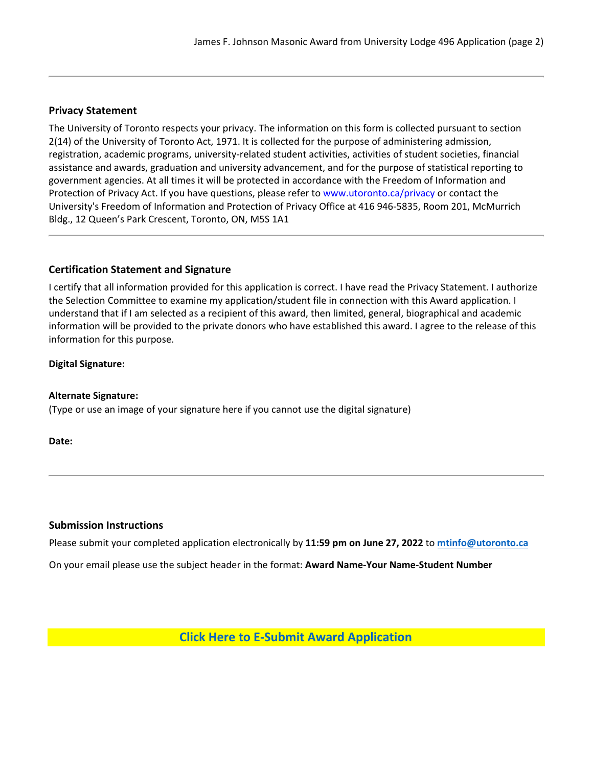## Privacy Statement

The University of Toronto respects your privacy. The information on this form is collected pursuant to section 2(14) of the University of Toronto Act, 1971. It is collected for the purpose of administering admission, registration, academic programs, university-related student activities, activities of student societies, financial assistance and awards, graduation and university advancement, and for the purpose of statistical reporting to government agencies. At all times it will be protected in accordance with the Freedom of Information and Protection of Privacy Act. If you have questions, please refer to www.utoronto.ca/privacy or contact the University's Freedom of Information and Protection of Privacy Office at 416 946-5835, Room 201, McMurrich Bldg., 12 Queen's Park Crescent, Toronto, ON, M5S 1A1

## Certification Statement and Signature

I certify that all information provided for this application is correct. I have read the Privacy Statement. I authorize the Selection Committee to examine my application/student file in connection with this Award application. I understand that if I am selected as a recipient of this award, then limited, general, biographical and academic information will be provided to the private donors who have established this award. I agree to the release of this information for this purpose.

**Digital Signature:**

**Alternate Signature:**
(Type or use an image of your signature here if you cannot use the digital signature)

**Date:**

## Submission Instructions

Please submit your completed application electronically by **11:59 pm on June 27, 2022** to **mtinfo@utoronto.ca**

On your email please use the subject header in the format: **Award Name-Your Name-Student Number**

**Click Here to E-Submit Award Application**